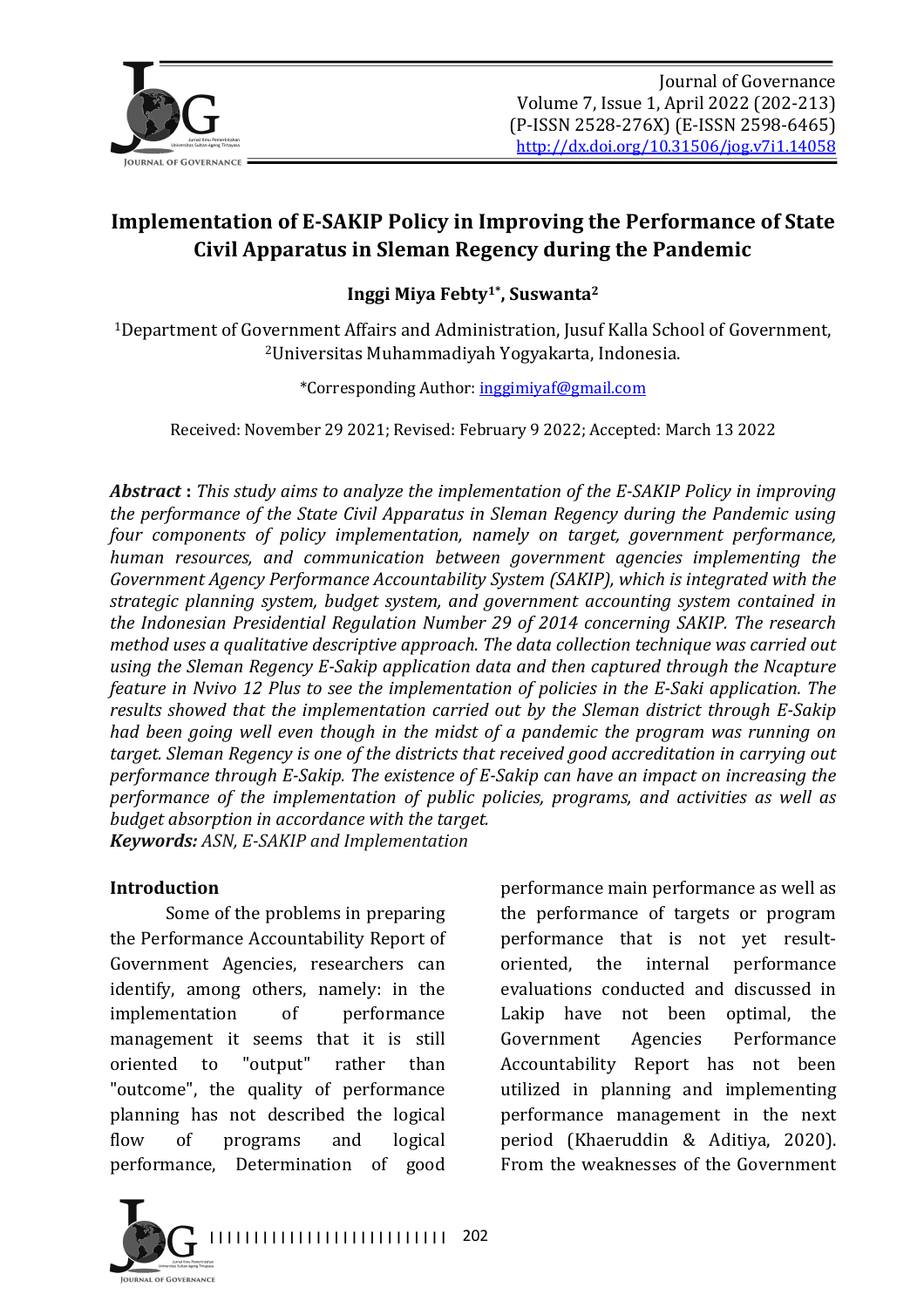# Implementation of E-SAKIP Policy in Improving the Performance of State Civil Apparatus in Sleman Regency during the Pandemic

**Inggi Miya Febty[1*], Suswanta[2]**

[1]Department of Government Affairs and Administration, Jusuf Kalla School of Government,
[2]Universitas Muhammadiyah Yogyakarta, Indonesia.

*Corresponding Author: inggimiyaf@gmail.com

Received: November 29 2021; Revised: February 9 2022; Accepted: March 13 2022

***Abstract*** **:** *This study aims to analyze the implementation of the E-SAKIP Policy in improving the performance of the State Civil Apparatus in Sleman Regency during the Pandemic using four components of policy implementation, namely on target, government performance, human resources, and communication between government agencies implementing the Government Agency Performance Accountability System (SAKIP), which is integrated with the strategic planning system, budget system, and government accounting system contained in the Indonesian Presidential Regulation Number 29 of 2014 concerning SAKIP. The research method uses a qualitative descriptive approach. The data collection technique was carried out using the Sleman Regency E-Sakip application data and then captured through the Ncapture feature in Nvivo 12 Plus to see the implementation of policies in the E-Saki application. The results showed that the implementation carried out by the Sleman district through E-Sakip had been going well even though in the midst of a pandemic the program was running on target. Sleman Regency is one of the districts that received good accreditation in carrying out performance through E-Sakip. The existence of E-Sakip can have an impact on increasing the performance of the implementation of public policies, programs, and activities as well as budget absorption in accordance with the target.*

***Keywords:*** *ASN, E-SAKIP and Implementation*

## Introduction

Some of the problems in preparing the Performance Accountability Report of Government Agencies, researchers can identify, among others, namely: in the implementation of performance management it seems that it is still oriented to "output" rather than "outcome", the quality of performance planning has not described the logical flow of programs and logical performance, Determination of good performance main performance as well as the performance of targets or program performance that is not yet result-oriented, the internal performance evaluations conducted and discussed in Lakip have not been optimal, the Government Agencies Performance Accountability Report has not been utilized in planning and implementing performance management in the next period (Khaeruddin & Aditiya, 2020). From the weaknesses of the Government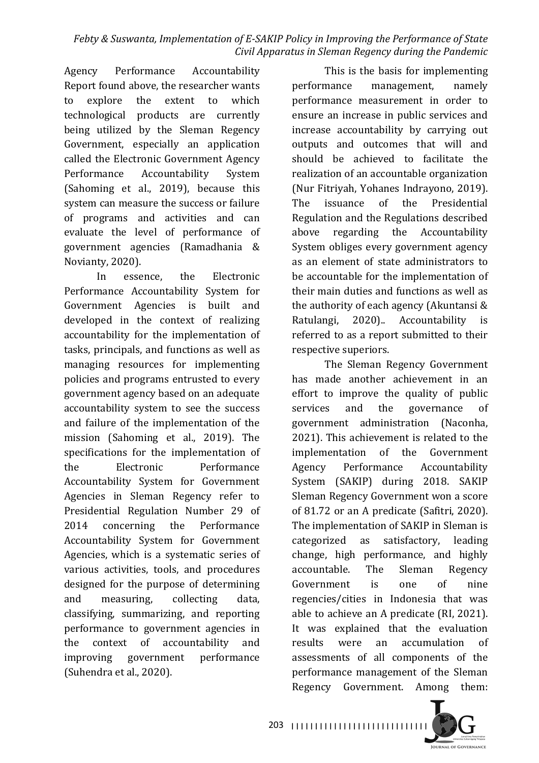Agency Performance Accountability Report found above, the researcher wants to explore the extent to which technological products are currently being utilized by the Sleman Regency Government, especially an application called the Electronic Government Agency Performance Accountability System (Sahoming et al., 2019), because this system can measure the success or failure of programs and activities and can evaluate the level of performance of government agencies (Ramadhania & Novianty, 2020).

In essence, the Electronic Performance Accountability System for Government Agencies is built and developed in the context of realizing accountability for the implementation of tasks, principals, and functions as well as managing resources for implementing policies and programs entrusted to every government agency based on an adequate accountability system to see the success and failure of the implementation of the mission (Sahoming et al., 2019). The specifications for the implementation of the Electronic Performance Accountability System for Government Agencies in Sleman Regency refer to Presidential Regulation Number 29 of 2014 concerning the Performance Accountability System for Government Agencies, which is a systematic series of various activities, tools, and procedures designed for the purpose of determining and measuring, collecting data, classifying, summarizing, and reporting performance to government agencies in the context of accountability and improving government performance (Suhendra et al., 2020).

This is the basis for implementing performance management, namely performance measurement in order to ensure an increase in public services and increase accountability by carrying out outputs and outcomes that will and should be achieved to facilitate the realization of an accountable organization (Nur Fitriyah, Yohanes Indrayono, 2019). The issuance of the Presidential Regulation and the Regulations described above regarding the Accountability System obliges every government agency as an element of state administrators to be accountable for the implementation of their main duties and functions as well as the authority of each agency (Akuntansi & Ratulangi, 2020).. Accountability is referred to as a report submitted to their respective superiors.

The Sleman Regency Government has made another achievement in an effort to improve the quality of public services and the governance of government administration (Naconha, 2021). This achievement is related to the implementation of the Government Agency Performance Accountability System (SAKIP) during 2018. SAKIP Sleman Regency Government won a score of 81.72 or an A predicate (Safitri, 2020). The implementation of SAKIP in Sleman is categorized as satisfactory, leading change, high performance, and highly accountable. The Sleman Regency Government is one of nine regencies/cities in Indonesia that was able to achieve an A predicate (RI, 2021). It was explained that the evaluation results were an accumulation of assessments of all components of the performance management of the Sleman Regency Government. Among them: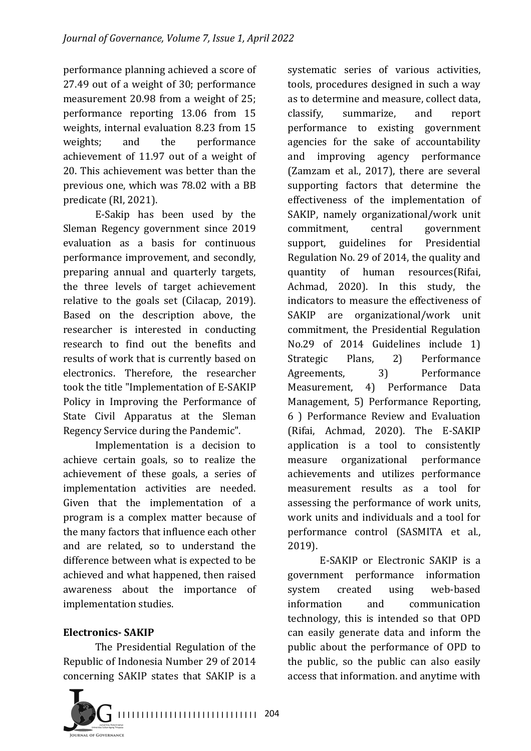performance planning achieved a score of 27.49 out of a weight of 30; performance measurement 20.98 from a weight of 25; performance reporting 13.06 from 15 weights, internal evaluation 8.23 from 15 weights; and the performance achievement of 11.97 out of a weight of 20. This achievement was better than the previous one, which was 78.02 with a BB predicate (RI, 2021).

E-Sakip has been used by the Sleman Regency government since 2019 evaluation as a basis for continuous performance improvement, and secondly, preparing annual and quarterly targets, the three levels of target achievement relative to the goals set (Cilacap, 2019). Based on the description above, the researcher is interested in conducting research to find out the benefits and results of work that is currently based on electronics. Therefore, the researcher took the title "Implementation of E-SAKIP Policy in Improving the Performance of State Civil Apparatus at the Sleman Regency Service during the Pandemic".

Implementation is a decision to achieve certain goals, so to realize the achievement of these goals, a series of implementation activities are needed. Given that the implementation of a program is a complex matter because of the many factors that influence each other and are related, so to understand the difference between what is expected to be achieved and what happened, then raised awareness about the importance of implementation studies.

**Electronics- SAKIP**

The Presidential Regulation of the Republic of Indonesia Number 29 of 2014 concerning SAKIP states that SAKIP is a systematic series of various activities, tools, procedures designed in such a way as to determine and measure, collect data, classify, summarize, and report performance to existing government agencies for the sake of accountability and improving agency performance (Zamzam et al., 2017), there are several supporting factors that determine the effectiveness of the implementation of SAKIP, namely organizational/work unit commitment, central government support, guidelines for Presidential Regulation No. 29 of 2014, the quality and quantity of human resources(Rifai, Achmad, 2020). In this study, the indicators to measure the effectiveness of SAKIP are organizational/work unit commitment, the Presidential Regulation No.29 of 2014 Guidelines include 1) Strategic Plans, 2) Performance Agreements, 3) Performance Measurement, 4) Performance Data Management, 5) Performance Reporting, 6 ) Performance Review and Evaluation (Rifai, Achmad, 2020). The E-SAKIP application is a tool to consistently measure organizational performance achievements and utilizes performance measurement results as a tool for assessing the performance of work units, work units and individuals and a tool for performance control (SASMITA et al., 2019).

E-SAKIP or Electronic SAKIP is a government performance information system created using web-based information and communication technology, this is intended so that OPD can easily generate data and inform the public about the performance of OPD to the public, so the public can also easily access that information. and anytime with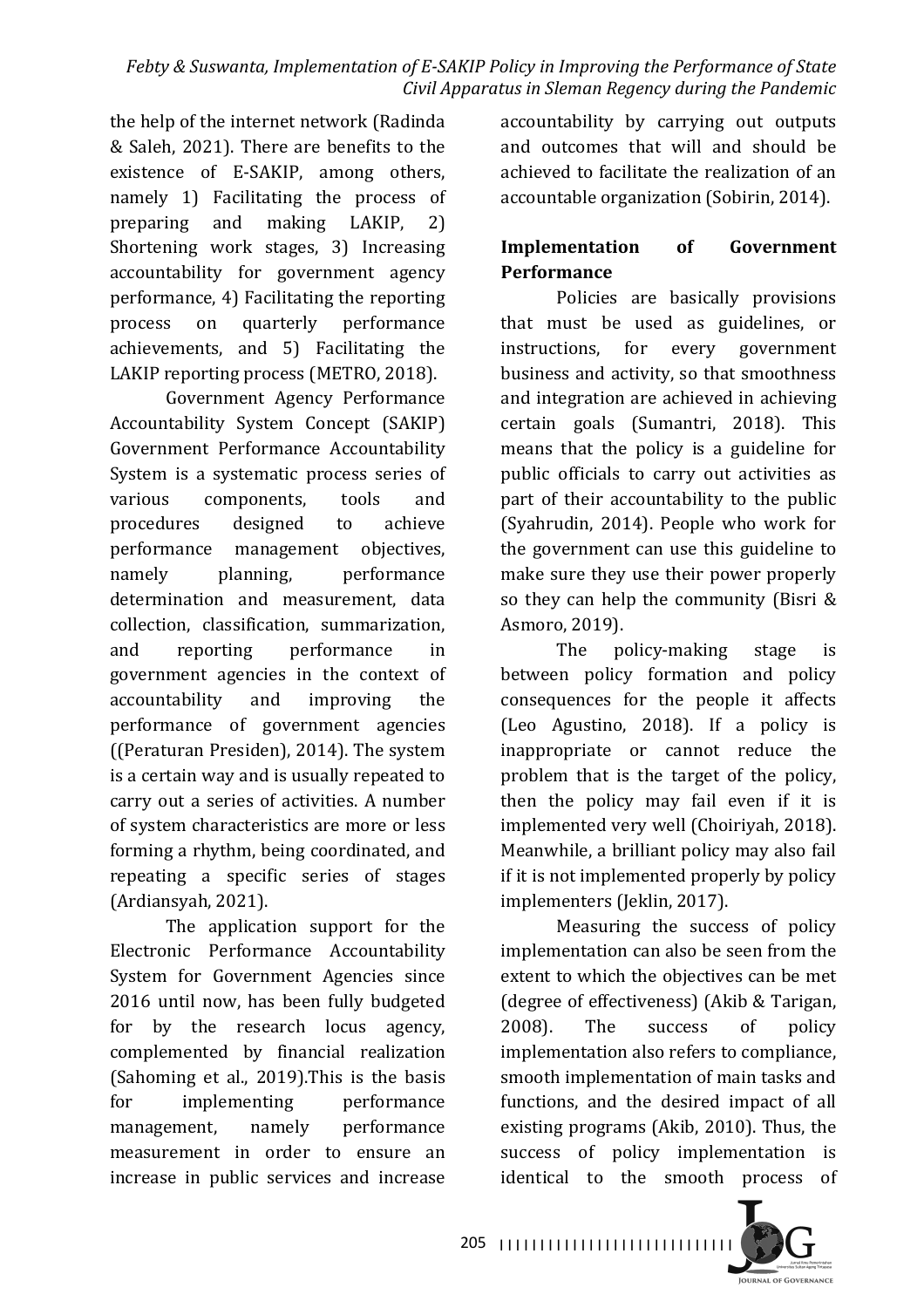the help of the internet network (Radinda & Saleh, 2021). There are benefits to the existence of E-SAKIP, among others, namely 1) Facilitating the process of preparing and making LAKIP, 2) Shortening work stages, 3) Increasing accountability for government agency performance, 4) Facilitating the reporting process on quarterly performance achievements, and 5) Facilitating the LAKIP reporting process (METRO, 2018).

Government Agency Performance Accountability System Concept (SAKIP) Government Performance Accountability System is a systematic process series of various components, tools and procedures designed to achieve performance management objectives, namely planning, performance determination and measurement, data collection, classification, summarization, and reporting performance in government agencies in the context of accountability and improving the performance of government agencies ((Peraturan Presiden), 2014). The system is a certain way and is usually repeated to carry out a series of activities. A number of system characteristics are more or less forming a rhythm, being coordinated, and repeating a specific series of stages (Ardiansyah, 2021).

The application support for the Electronic Performance Accountability System for Government Agencies since 2016 until now, has been fully budgeted for by the research locus agency, complemented by financial realization (Sahoming et al., 2019).This is the basis for implementing performance management, namely performance measurement in order to ensure an increase in public services and increase accountability by carrying out outputs and outcomes that will and should be achieved to facilitate the realization of an accountable organization (Sobirin, 2014).

**Implementation of Government Performance**

Policies are basically provisions that must be used as guidelines, or instructions, for every government business and activity, so that smoothness and integration are achieved in achieving certain goals (Sumantri, 2018). This means that the policy is a guideline for public officials to carry out activities as part of their accountability to the public (Syahrudin, 2014). People who work for the government can use this guideline to make sure they use their power properly so they can help the community (Bisri & Asmoro, 2019).

The policy-making stage is between policy formation and policy consequences for the people it affects (Leo Agustino, 2018). If a policy is inappropriate or cannot reduce the problem that is the target of the policy, then the policy may fail even if it is implemented very well (Choiriyah, 2018). Meanwhile, a brilliant policy may also fail if it is not implemented properly by policy implementers (Jeklin, 2017).

Measuring the success of policy implementation can also be seen from the extent to which the objectives can be met (degree of effectiveness) (Akib & Tarigan, 2008). The success of policy implementation also refers to compliance, smooth implementation of main tasks and functions, and the desired impact of all existing programs (Akib, 2010). Thus, the success of policy implementation is identical to the smooth process of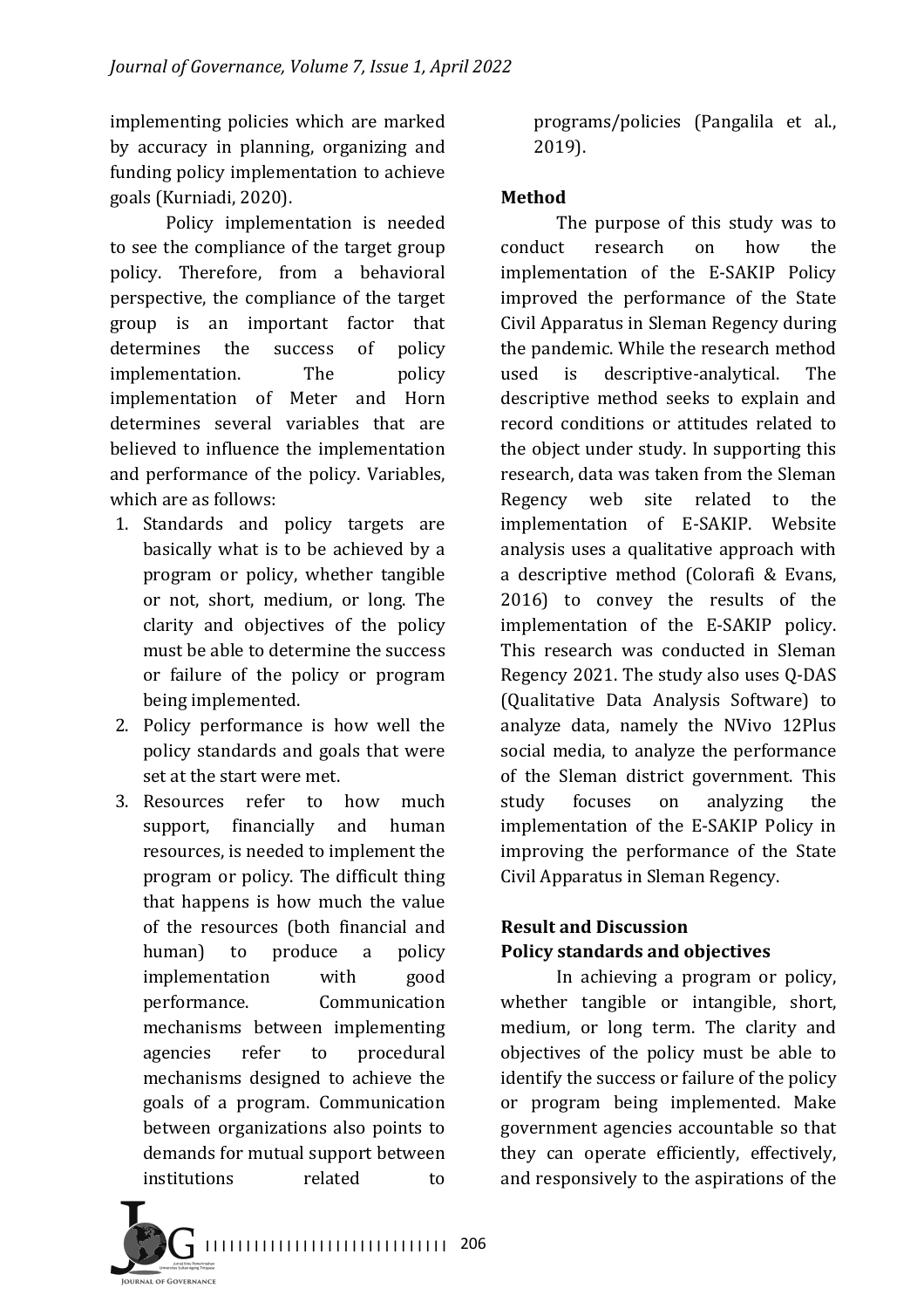implementing policies which are marked by accuracy in planning, organizing and funding policy implementation to achieve goals (Kurniadi, 2020).

Policy implementation is needed to see the compliance of the target group policy. Therefore, from a behavioral perspective, the compliance of the target group is an important factor that determines the success of policy implementation. The policy implementation of Meter and Horn determines several variables that are believed to influence the implementation and performance of the policy. Variables, which are as follows:

1. Standards and policy targets are basically what is to be achieved by a program or policy, whether tangible or not, short, medium, or long. The clarity and objectives of the policy must be able to determine the success or failure of the policy or program being implemented.
2. Policy performance is how well the policy standards and goals that were set at the start were met.
3. Resources refer to how much support, financially and human resources, is needed to implement the program or policy. The difficult thing that happens is how much the value of the resources (both financial and human) to produce a policy implementation with good performance. Communication mechanisms between implementing agencies refer to procedural mechanisms designed to achieve the goals of a program. Communication between organizations also points to demands for mutual support between institutions related to programs/policies (Pangalila et al., 2019).

## Method

The purpose of this study was to conduct research on how the implementation of the E-SAKIP Policy improved the performance of the State Civil Apparatus in Sleman Regency during the pandemic. While the research method used is descriptive-analytical. The descriptive method seeks to explain and record conditions or attitudes related to the object under study. In supporting this research, data was taken from the Sleman Regency web site related to the implementation of E-SAKIP. Website analysis uses a qualitative approach with a descriptive method (Colorafi & Evans, 2016) to convey the results of the implementation of the E-SAKIP policy. This research was conducted in Sleman Regency 2021. The study also uses Q-DAS (Qualitative Data Analysis Software) to analyze data, namely the NVivo 12Plus social media, to analyze the performance of the Sleman district government. This study focuses on analyzing the implementation of the E-SAKIP Policy in improving the performance of the State Civil Apparatus in Sleman Regency.

## Result and Discussion

### Policy standards and objectives

In achieving a program or policy, whether tangible or intangible, short, medium, or long term. The clarity and objectives of the policy must be able to identify the success or failure of the policy or program being implemented. Make government agencies accountable so that they can operate efficiently, effectively, and responsively to the aspirations of the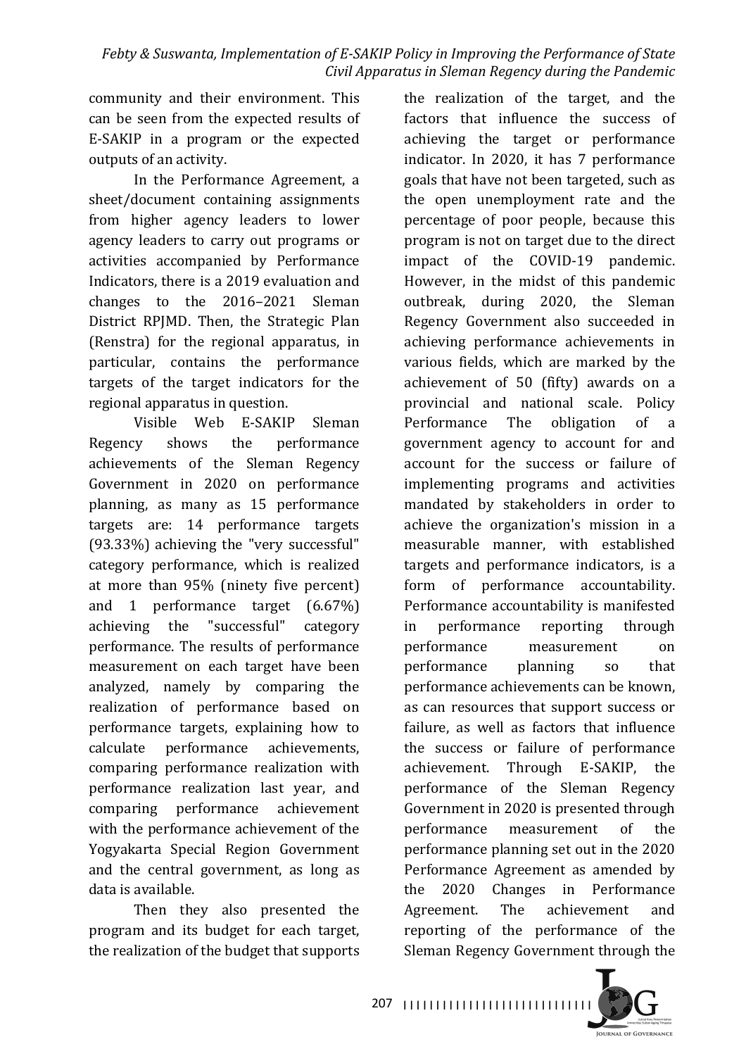community and their environment. This can be seen from the expected results of E-SAKIP in a program or the expected outputs of an activity.

In the Performance Agreement, a sheet/document containing assignments from higher agency leaders to lower agency leaders to carry out programs or activities accompanied by Performance Indicators, there is a 2019 evaluation and changes to the 2016–2021 Sleman District RPJMD. Then, the Strategic Plan (Renstra) for the regional apparatus, in particular, contains the performance targets of the target indicators for the regional apparatus in question.

Visible Web E-SAKIP Sleman Regency shows the performance achievements of the Sleman Regency Government in 2020 on performance planning, as many as 15 performance targets are: 14 performance targets (93.33%) achieving the "very successful" category performance, which is realized at more than 95% (ninety five percent) and 1 performance target (6.67%) achieving the "successful" category performance. The results of performance measurement on each target have been analyzed, namely by comparing the realization of performance based on performance targets, explaining how to calculate performance achievements, comparing performance realization with performance realization last year, and comparing performance achievement with the performance achievement of the Yogyakarta Special Region Government and the central government, as long as data is available.

Then they also presented the program and its budget for each target, the realization of the budget that supports the realization of the target, and the factors that influence the success of achieving the target or performance indicator. In 2020, it has 7 performance goals that have not been targeted, such as the open unemployment rate and the percentage of poor people, because this program is not on target due to the direct impact of the COVID-19 pandemic. However, in the midst of this pandemic outbreak, during 2020, the Sleman Regency Government also succeeded in achieving performance achievements in various fields, which are marked by the achievement of 50 (fifty) awards on a provincial and national scale. Policy Performance The obligation of a government agency to account for and account for the success or failure of implementing programs and activities mandated by stakeholders in order to achieve the organization's mission in a measurable manner, with established targets and performance indicators, is a form of performance accountability. Performance accountability is manifested in performance reporting through performance measurement on performance planning so that performance achievements can be known, as can resources that support success or failure, as well as factors that influence the success or failure of performance achievement. Through E-SAKIP, the performance of the Sleman Regency Government in 2020 is presented through performance measurement of the performance planning set out in the 2020 Performance Agreement as amended by the 2020 Changes in Performance Agreement. The achievement and reporting of the performance of the Sleman Regency Government through the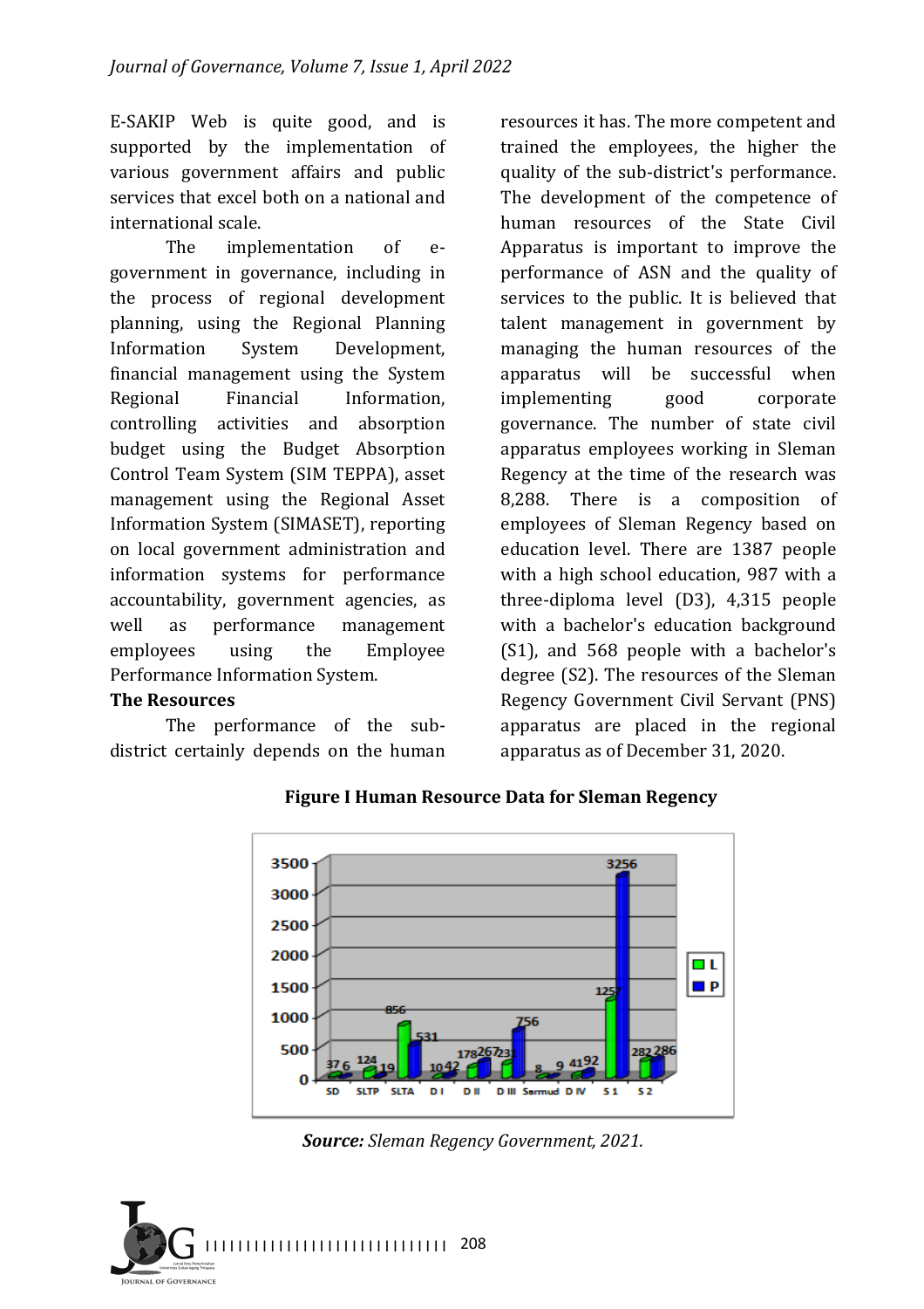E-SAKIP Web is quite good, and is supported by the implementation of various government affairs and public services that excel both on a national and international scale.

The implementation of e-government in governance, including in the process of regional development planning, using the Regional Planning Information System Development, financial management using the System Regional Financial Information, controlling activities and absorption budget using the Budget Absorption Control Team System (SIM TEPPA), asset management using the Regional Asset Information System (SIMASET), reporting on local government administration and information systems for performance accountability, government agencies, as well as performance management employees using the Employee Performance Information System.

**The Resources**

The performance of the sub-district certainly depends on the human resources it has. The more competent and trained the employees, the higher the quality of the sub-district's performance. The development of the competence of human resources of the State Civil Apparatus is important to improve the performance of ASN and the quality of services to the public. It is believed that talent management in government by managing the human resources of the apparatus will be successful when implementing good corporate governance. The number of state civil apparatus employees working in Sleman Regency at the time of the research was 8,288. There is a composition of employees of Sleman Regency based on education level. There are 1387 people with a high school education, 987 with a three-diploma level (D3), 4,315 people with a bachelor's education background (S1), and 568 people with a bachelor's degree (S2). The resources of the Sleman Regency Government Civil Servant (PNS) apparatus are placed in the regional apparatus as of December 31, 2020.

**Figure I Human Resource Data for Sleman Regency**

| | SD | SLTP | SLTA | D I | D II | D III | Sarmud | D IV | S 1 | S 2 |
|---|---|---|---|---|---|---|---|---|---|---|
| L | 37 | 124 | 856 | 10 | 178 | 231 | 8 | 41 | 1257 | 282 |
| P | 6 | 19 | 531 | 42 | 267 | 756 | 9 | 92 | 3256 | 286 |

***Source:*** *Sleman Regency Government, 2021.*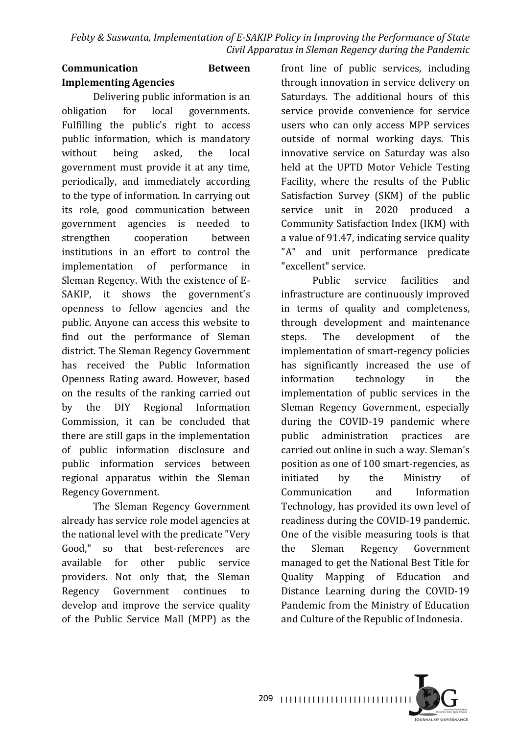**Communication Between Implementing Agencies**

Delivering public information is an obligation for local governments. Fulfilling the public's right to access public information, which is mandatory without being asked, the local government must provide it at any time, periodically, and immediately according to the type of information. In carrying out its role, good communication between government agencies is needed to strengthen cooperation between institutions in an effort to control the implementation of performance in Sleman Regency. With the existence of E-SAKIP, it shows the government's openness to fellow agencies and the public. Anyone can access this website to find out the performance of Sleman district. The Sleman Regency Government has received the Public Information Openness Rating award. However, based on the results of the ranking carried out by the DIY Regional Information Commission, it can be concluded that there are still gaps in the implementation of public information disclosure and public information services between regional apparatus within the Sleman Regency Government.

The Sleman Regency Government already has service role model agencies at the national level with the predicate "Very Good," so that best-references are available for other public service providers. Not only that, the Sleman Regency Government continues to develop and improve the service quality of the Public Service Mall (MPP) as the front line of public services, including through innovation in service delivery on Saturdays. The additional hours of this service provide convenience for service users who can only access MPP services outside of normal working days. This innovative service on Saturday was also held at the UPTD Motor Vehicle Testing Facility, where the results of the Public Satisfaction Survey (SKM) of the public service unit in 2020 produced a Community Satisfaction Index (IKM) with a value of 91.47, indicating service quality "A" and unit performance predicate "excellent" service.

Public service facilities and infrastructure are continuously improved in terms of quality and completeness, through development and maintenance steps. The development of the implementation of smart-regency policies has significantly increased the use of information technology in the implementation of public services in the Sleman Regency Government, especially during the COVID-19 pandemic where public administration practices are carried out online in such a way. Sleman's position as one of 100 smart-regencies, as initiated by the Ministry of Communication and Information Technology, has provided its own level of readiness during the COVID-19 pandemic. One of the visible measuring tools is that the Sleman Regency Government managed to get the National Best Title for Quality Mapping of Education and Distance Learning during the COVID-19 Pandemic from the Ministry of Education and Culture of the Republic of Indonesia.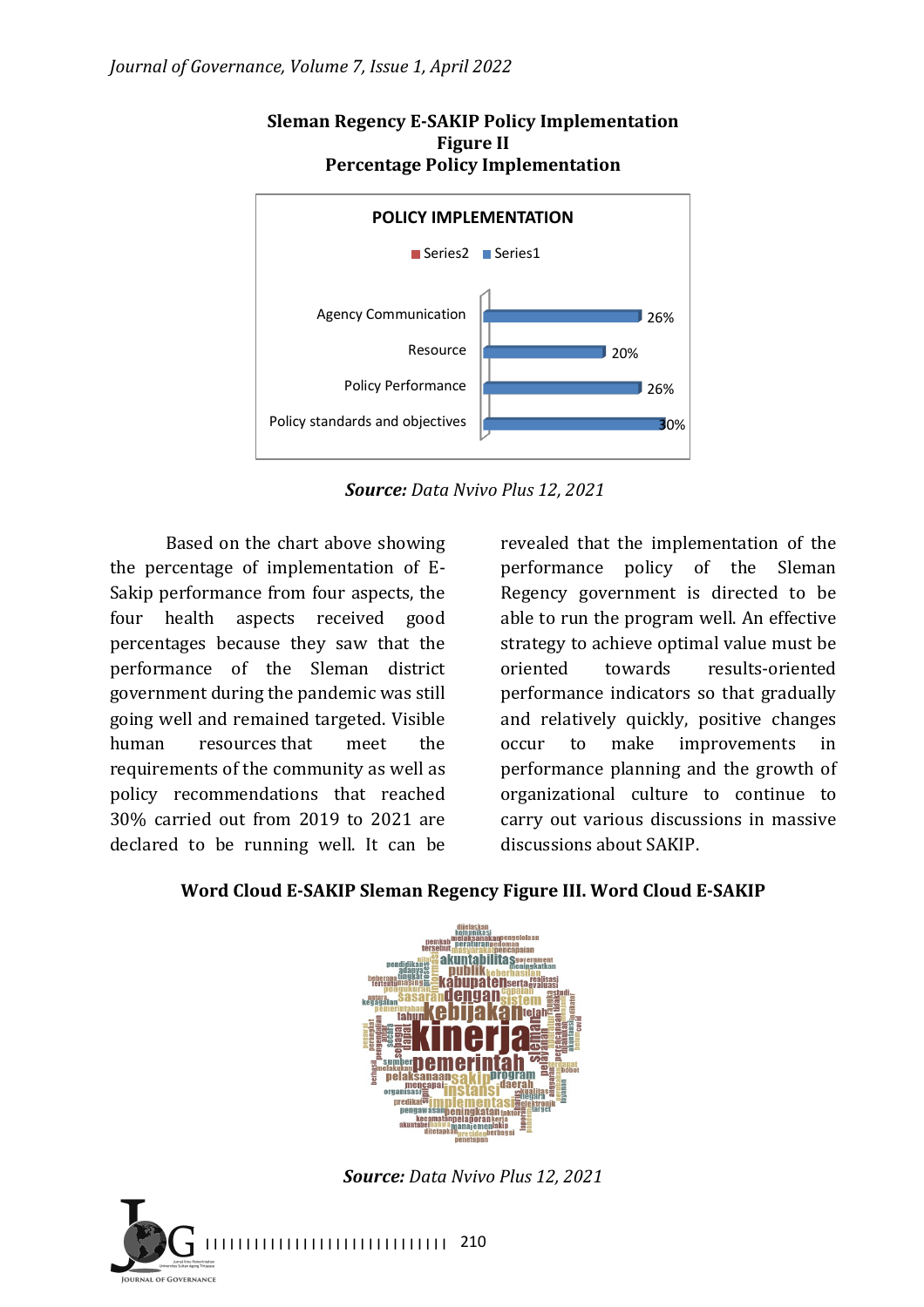**Sleman Regency E-SAKIP Policy Implementation**
**Figure II**
**Percentage Policy Implementation**

POLICY IMPLEMENTATION

| Aspect | Percentage |
|---|---|
| Agency Communication | 26% |
| Resource | 20% |
| Policy Performance | 26% |
| Policy standards and objectives | 30% |

***Source:*** *Data Nvivo Plus 12, 2021*

Based on the chart above showing the percentage of implementation of E-Sakip performance from four aspects, the four health aspects received good percentages because they saw that the performance of the Sleman district government during the pandemic was still going well and remained targeted. Visible human resources that meet the requirements of the community as well as policy recommendations that reached 30% carried out from 2019 to 2021 are declared to be running well. It can be revealed that the implementation of the performance policy of the Sleman Regency government is directed to be able to run the program well. An effective strategy to achieve optimal value must be oriented towards results-oriented performance indicators so that gradually and relatively quickly, positive changes occur to make improvements in performance planning and the growth of organizational culture to continue to carry out various discussions in massive discussions about SAKIP.

**Word Cloud E-SAKIP Sleman Regency Figure III. Word Cloud E-SAKIP**

***Source:*** *Data Nvivo Plus 12, 2021*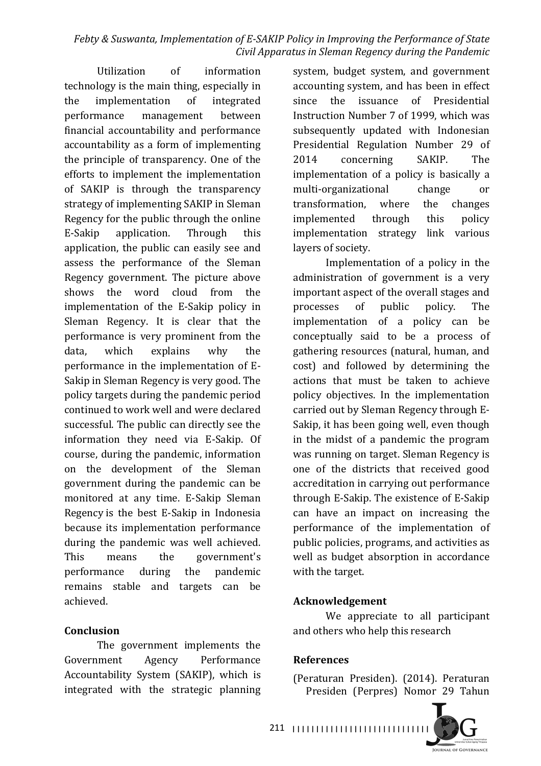Utilization of information technology is the main thing, especially in the implementation of integrated performance management between financial accountability and performance accountability as a form of implementing the principle of transparency. One of the efforts to implement the implementation of SAKIP is through the transparency strategy of implementing SAKIP in Sleman Regency for the public through the online E-Sakip application. Through this application, the public can easily see and assess the performance of the Sleman Regency government. The picture above shows the word cloud from the implementation of the E-Sakip policy in Sleman Regency. It is clear that the performance is very prominent from the data, which explains why the performance in the implementation of E-Sakip in Sleman Regency is very good. The policy targets during the pandemic period continued to work well and were declared successful. The public can directly see the information they need via E-Sakip. Of course, during the pandemic, information on the development of the Sleman government during the pandemic can be monitored at any time. E-Sakip Sleman Regency is the best E-Sakip in Indonesia because its implementation performance during the pandemic was well achieved. This means the government's performance during the pandemic remains stable and targets can be achieved.

## Conclusion

The government implements the Government Agency Performance Accountability System (SAKIP), which is integrated with the strategic planning system, budget system, and government accounting system, and has been in effect since the issuance of Presidential Instruction Number 7 of 1999, which was subsequently updated with Indonesian Presidential Regulation Number 29 of 2014 concerning SAKIP. The implementation of a policy is basically a multi-organizational change or transformation, where the changes implemented through this policy implementation strategy link various layers of society.

Implementation of a policy in the administration of government is a very important aspect of the overall stages and processes of public policy. The implementation of a policy can be conceptually said to be a process of gathering resources (natural, human, and cost) and followed by determining the actions that must be taken to achieve policy objectives. In the implementation carried out by Sleman Regency through E-Sakip, it has been going well, even though in the midst of a pandemic the program was running on target. Sleman Regency is one of the districts that received good accreditation in carrying out performance through E-Sakip. The existence of E-Sakip can have an impact on increasing the performance of the implementation of public policies, programs, and activities as well as budget absorption in accordance with the target.

## Acknowledgement

We appreciate to all participant and others who help this research

## References

(Peraturan Presiden). (2014). Peraturan Presiden (Perpres) Nomor 29 Tahun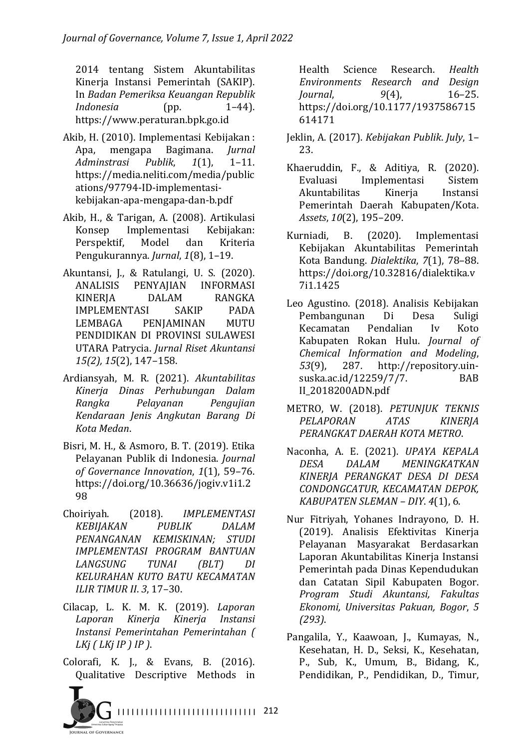2014 tentang Sistem Akuntabilitas Kinerja Instansi Pemerintah (SAKIP). In *Badan Pemeriksa Keuangan Republik Indonesia* (pp. 1–44). https://www.peraturan.bpk.go.id

Akib, H. (2010). Implementasi Kebijakan : Apa, mengapa Bagimana. *Jurnal Adminstrasi Publik*, *1*(1), 1–11. https://media.neliti.com/media/publications/97794-ID-implementasi-kebijakan-apa-mengapa-dan-b.pdf

Akib, H., & Tarigan, A. (2008). Artikulasi Konsep Implementasi Kebijakan: Perspektif, Model dan Kriteria Pengukurannya. *Jurnal*, *1*(8), 1–19.

Akuntansi, J., & Ratulangi, U. S. (2020). ANALISIS PENYAJIAN INFORMASI KINERJA DALAM RANGKA IMPLEMENTASI SAKIP PADA LEMBAGA PENJAMINAN MUTU PENDIDIKAN DI PROVINSI SULAWESI UTARA Patrycia. *Jurnal Riset Akuntansi 15(2), 15*(2), 147–158.

Ardiansyah, M. R. (2021). *Akuntabilitas Kinerja Dinas Perhubungan Dalam Rangka Pelayanan Pengujian Kendaraan Jenis Angkutan Barang Di Kota Medan*.

Bisri, M. H., & Asmoro, B. T. (2019). Etika Pelayanan Publik di Indonesia. *Journal of Governance Innovation*, *1*(1), 59–76. https://doi.org/10.36636/jogiv.v1i1.298

Choiriyah. (2018). *IMPLEMENTASI KEBIJAKAN PUBLIK DALAM PENANGANAN KEMISKINAN; STUDI IMPLEMENTASI PROGRAM BANTUAN LANGSUNG TUNAI (BLT) DI KELURAHAN KUTO BATU KECAMATAN ILIR TIMUR II*. *3*, 17–30.

Cilacap, L. K. M. K. (2019). *Laporan Laporan Kinerja Kinerja Instansi Instansi Pemerintahan Pemerintahan ( LKj ( LKj IP ) IP )*.

Colorafi, K. J., & Evans, B. (2016). Qualitative Descriptive Methods in Health Science Research. *Health Environments Research and Design Journal*, *9*(4), 16–25. https://doi.org/10.1177/1937586715614171

Jeklin, A. (2017). *Kebijakan Publik*. *July*, 1–23.

Khaeruddin, F., & Aditiya, R. (2020). Evaluasi Implementasi Sistem Akuntabilitas Kinerja Instansi Pemerintah Daerah Kabupaten/Kota. *Assets*, *10*(2), 195–209.

Kurniadi, B. (2020). Implementasi Kebijakan Akuntabilitas Pemerintah Kota Bandung. *Dialektika*, *7*(1), 78–88. https://doi.org/10.32816/dialektika.v7i1.1425

Leo Agustino. (2018). Analisis Kebijakan Pembangunan Di Desa Suligi Kecamatan Pendalian Iv Koto Kabupaten Rokan Hulu. *Journal of Chemical Information and Modeling*, *53*(9), 287. http://repository.uin-suska.ac.id/12259/7/7. BAB II_2018200ADN.pdf

METRO, W. (2018). *PETUNJUK TEKNIS PELAPORAN ATAS KINERJA PERANGKAT DAERAH KOTA METRO*.

Naconha, A. E. (2021). *UPAYA KEPALA DESA DALAM MENINGKATKAN KINERJA PERANGKAT DESA DI DESA CONDONGCATUR, KECAMATAN DEPOK, KABUPATEN SLEMAN – DIY*. *4*(1), 6.

Nur Fitriyah, Yohanes Indrayono, D. H. (2019). Analisis Efektivitas Kinerja Pelayanan Masyarakat Berdasarkan Laporan Akuntabilitas Kinerja Instansi Pemerintah pada Dinas Kependudukan dan Catatan Sipil Kabupaten Bogor. *Program Studi Akuntansi, Fakultas Ekonomi, Universitas Pakuan, Bogor*, *5 (293)*.

Pangalila, Y., Kaawoan, J., Kumayas, N., Kesehatan, H. D., Seksi, K., Kesehatan, P., Sub, K., Umum, B., Bidang, K., Pendidikan, P., Pendidikan, D., Timur,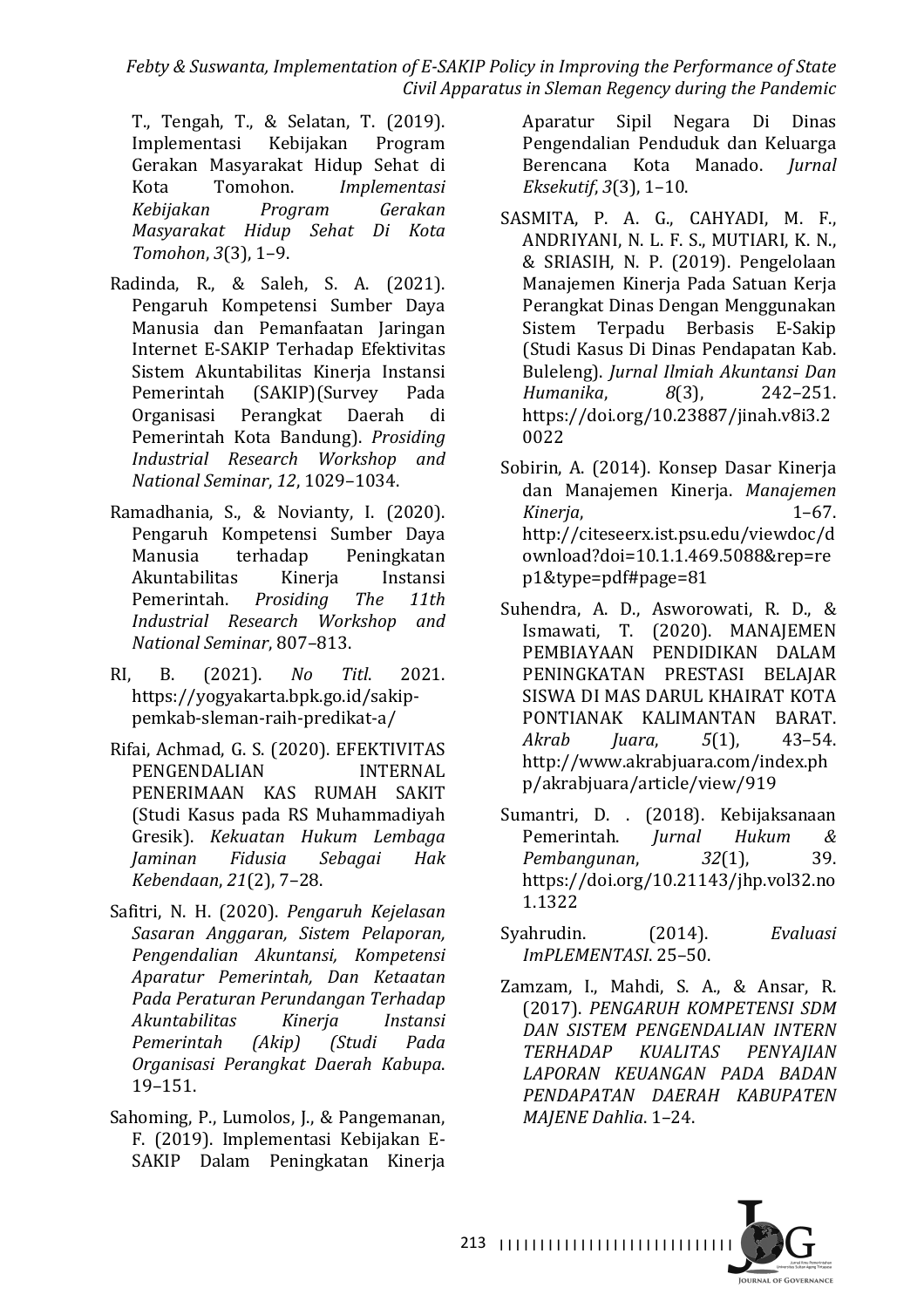T., Tengah, T., & Selatan, T. (2019). Implementasi Kebijakan Program Gerakan Masyarakat Hidup Sehat di Kota Tomohon. *Implementasi Kebijakan Program Gerakan Masyarakat Hidup Sehat Di Kota Tomohon*, *3*(3), 1–9.

Radinda, R., & Saleh, S. A. (2021). Pengaruh Kompetensi Sumber Daya Manusia dan Pemanfaatan Jaringan Internet E-SAKIP Terhadap Efektivitas Sistem Akuntabilitas Kinerja Instansi Pemerintah (SAKIP)(Survey Pada Organisasi Perangkat Daerah di Pemerintah Kota Bandung). *Prosiding Industrial Research Workshop and National Seminar*, *12*, 1029–1034.

Ramadhania, S., & Novianty, I. (2020). Pengaruh Kompetensi Sumber Daya Manusia terhadap Peningkatan Akuntabilitas Kinerja Instansi Pemerintah. *Prosiding The 11th Industrial Research Workshop and National Seminar*, 807–813.

RI, B. (2021). *No Titl*. 2021. https://yogyakarta.bpk.go.id/sakip-pemkab-sleman-raih-predikat-a/

Rifai, Achmad, G. S. (2020). EFEKTIVITAS PENGENDALIAN INTERNAL PENERIMAAN KAS RUMAH SAKIT (Studi Kasus pada RS Muhammadiyah Gresik). *Kekuatan Hukum Lembaga Jaminan Fidusia Sebagai Hak Kebendaan*, *21*(2), 7–28.

Safitri, N. H. (2020). *Pengaruh Kejelasan Sasaran Anggaran, Sistem Pelaporan, Pengendalian Akuntansi, Kompetensi Aparatur Pemerintah, Dan Ketaatan Pada Peraturan Perundangan Terhadap Akuntabilitas Kinerja Instansi Pemerintah (Akip) (Studi Pada Organisasi Perangkat Daerah Kabupa*. 19–151.

Sahoming, P., Lumolos, J., & Pangemanan, F. (2019). Implementasi Kebijakan E-SAKIP Dalam Peningkatan Kinerja Aparatur Sipil Negara Di Dinas Pengendalian Penduduk dan Keluarga Berencana Kota Manado. *Jurnal Eksekutif*, *3*(3), 1–10.

SASMITA, P. A. G., CAHYADI, M. F., ANDRIYANI, N. L. F. S., MUTIARI, K. N., & SRIASIH, N. P. (2019). Pengelolaan Manajemen Kinerja Pada Satuan Kerja Perangkat Dinas Dengan Menggunakan Sistem Terpadu Berbasis E-Sakip (Studi Kasus Di Dinas Pendapatan Kab. Buleleng). *Jurnal Ilmiah Akuntansi Dan Humanika*, *8*(3), 242–251. https://doi.org/10.23887/jinah.v8i3.20022

Sobirin, A. (2014). Konsep Dasar Kinerja dan Manajemen Kinerja. *Manajemen Kinerja*, 1–67. http://citeseerx.ist.psu.edu/viewdoc/download?doi=10.1.1.469.5088&rep=rep1&type=pdf#page=81

Suhendra, A. D., Asworowati, R. D., & Ismawati, T. (2020). MANAJEMEN PEMBIAYAAN PENDIDIKAN DALAM PENINGKATAN PRESTASI BELAJAR SISWA DI MAS DARUL KHAIRAT KOTA PONTIANAK KALIMANTAN BARAT. *Akrab Juara*, *5*(1), 43–54. http://www.akrabjuara.com/index.php/akrabjuara/article/view/919

Sumantri, D. . (2018). Kebijaksanaan Pemerintah. *Jurnal Hukum & Pembangunan*, *32*(1), 39. https://doi.org/10.21143/jhp.vol32.no1.1322

Syahrudin. (2014). *Evaluasi ImPLEMENTASI*. 25–50.

Zamzam, I., Mahdi, S. A., & Ansar, R. (2017). *PENGARUH KOMPETENSI SDM DAN SISTEM PENGENDALIAN INTERN TERHADAP KUALITAS PENYAJIAN LAPORAN KEUANGAN PADA BADAN PENDAPATAN DAERAH KABUPATEN MAJENE Dahlia*. 1–24.